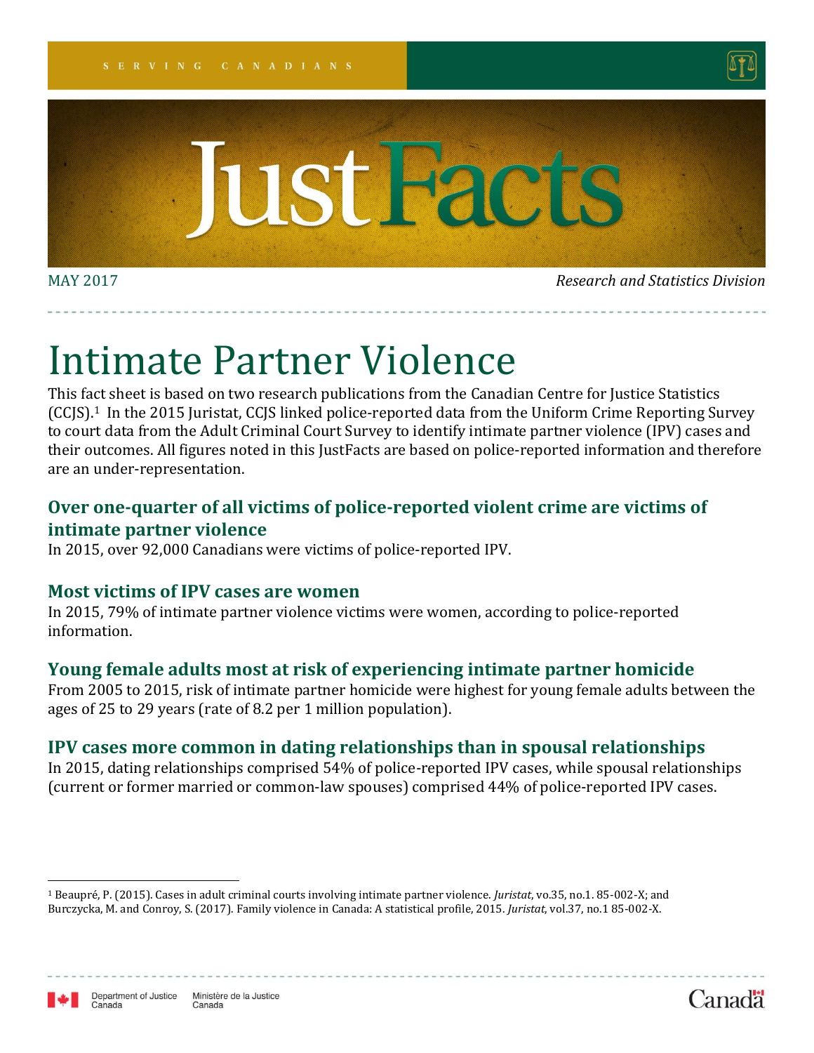SERVING CANADIANS

# JustFacts

MAY 2017

*Research and Statistics Division*

# Intimate Partner Violence

This fact sheet is based on two research publications from the Canadian Centre for Justice Statistics (CCJS).[1] In the 2015 Juristat, CCJS linked police-reported data from the Uniform Crime Reporting Survey to court data from the Adult Criminal Court Survey to identify intimate partner violence (IPV) cases and their outcomes. All figures noted in this JustFacts are based on police-reported information and therefore are an under-representation.

## Over one-quarter of all victims of police-reported violent crime are victims of intimate partner violence

In 2015, over 92,000 Canadians were victims of police-reported IPV.

## Most victims of IPV cases are women

In 2015, 79% of intimate partner violence victims were women, according to police-reported information.

## Young female adults most at risk of experiencing intimate partner homicide

From 2005 to 2015, risk of intimate partner homicide were highest for young female adults between the ages of 25 to 29 years (rate of 8.2 per 1 million population).

## IPV cases more common in dating relationships than in spousal relationships

In 2015, dating relationships comprised 54% of police-reported IPV cases, while spousal relationships (current or former married or common-law spouses) comprised 44% of police-reported IPV cases.

---

[1] Beaupré, P. (2015). Cases in adult criminal courts involving intimate partner violence. *Juristat*, vo.35, no.1. 85-002-X; and Burczycka, M. and Conroy, S. (2017). Family violence in Canada: A statistical profile, 2015. *Juristat*, vol.37, no.1 85-002-X.

Department of Justice Canada | Ministère de la Justice Canada

Canada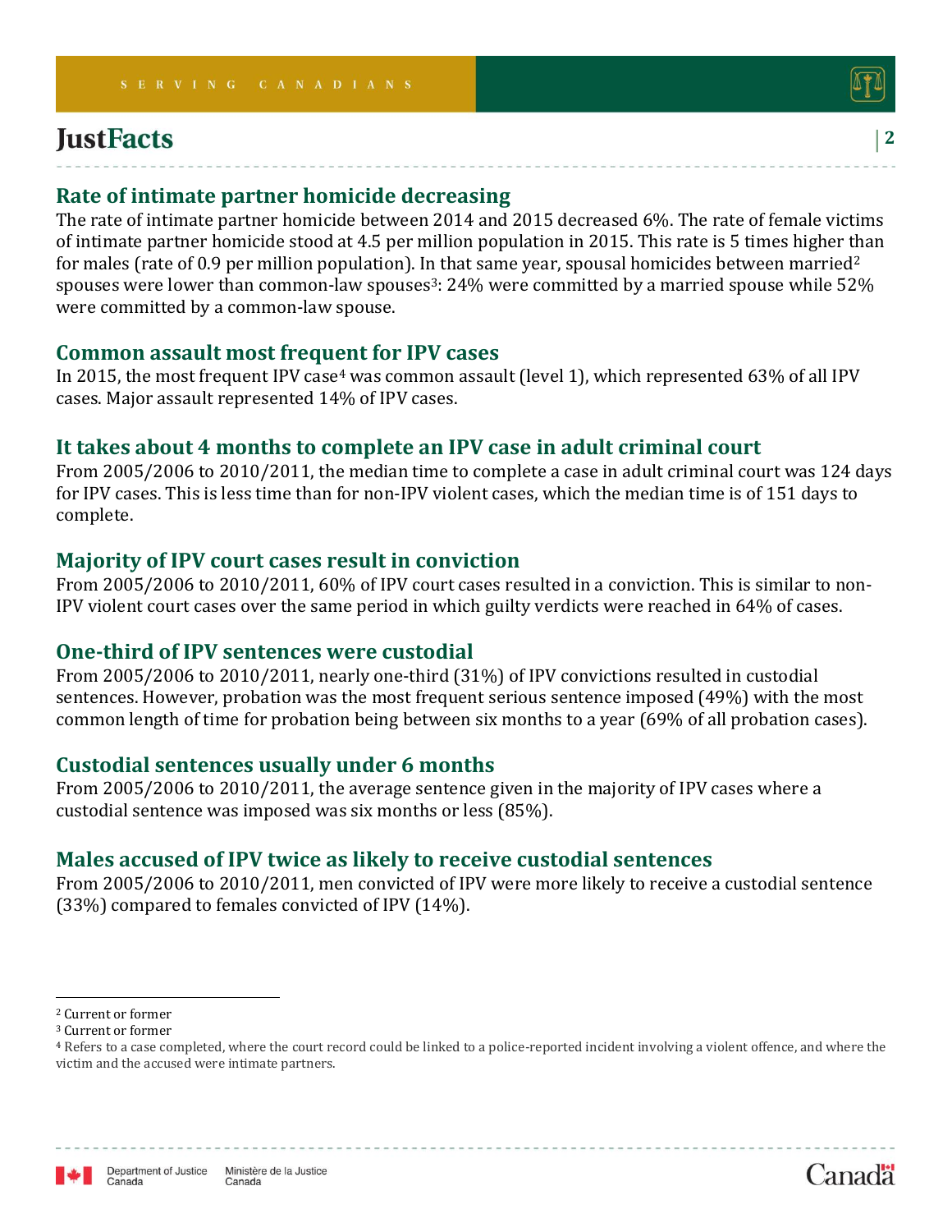## Rate of intimate partner homicide decreasing

The rate of intimate partner homicide between 2014 and 2015 decreased 6%. The rate of female victims of intimate partner homicide stood at 4.5 per million population in 2015. This rate is 5 times higher than for males (rate of 0.9 per million population). In that same year, spousal homicides between married[2] spouses were lower than common-law spouses[3]: 24% were committed by a married spouse while 52% were committed by a common-law spouse.

## Common assault most frequent for IPV cases

In 2015, the most frequent IPV case[4] was common assault (level 1), which represented 63% of all IPV cases. Major assault represented 14% of IPV cases.

## It takes about 4 months to complete an IPV case in adult criminal court

From 2005/2006 to 2010/2011, the median time to complete a case in adult criminal court was 124 days for IPV cases. This is less time than for non-IPV violent cases, which the median time is of 151 days to complete.

## Majority of IPV court cases result in conviction

From 2005/2006 to 2010/2011, 60% of IPV court cases resulted in a conviction. This is similar to non-IPV violent court cases over the same period in which guilty verdicts were reached in 64% of cases.

## One-third of IPV sentences were custodial

From 2005/2006 to 2010/2011, nearly one-third (31%) of IPV convictions resulted in custodial sentences. However, probation was the most frequent serious sentence imposed (49%) with the most common length of time for probation being between six months to a year (69% of all probation cases).

## Custodial sentences usually under 6 months

From 2005/2006 to 2010/2011, the average sentence given in the majority of IPV cases where a custodial sentence was imposed was six months or less (85%).

## Males accused of IPV twice as likely to receive custodial sentences

From 2005/2006 to 2010/2011, men convicted of IPV were more likely to receive a custodial sentence (33%) compared to females convicted of IPV (14%).

---

[2] Current or former

[3] Current or former

[4] Refers to a case completed, where the court record could be linked to a police-reported incident involving a violent offence, and where the victim and the accused were intimate partners.